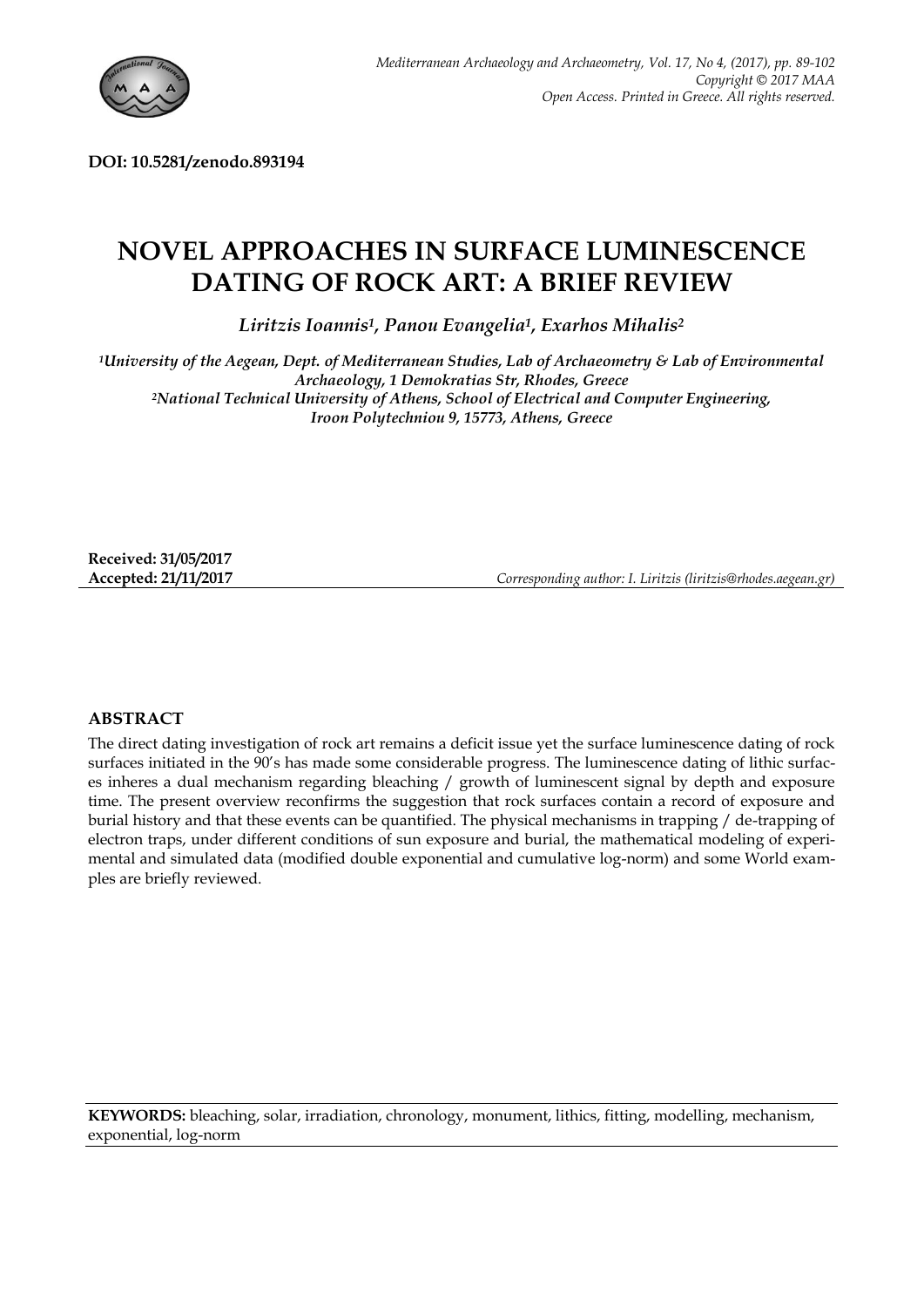DOI: 10.5281/zenodo.893194

# NOVEL APPROACHES IN SURFACE LUMINESCENCE DATING OF ROCK ART: A BRIEF REVIEW

*Liritzis Ioannis[1], Panou Evangelia[1], Exarhos Mihalis[2]*

*[1]University of the Aegean, Dept. of Mediterranean Studies, Lab of Archaeometry & Lab of Environmental Archaeology, 1 Demokratias Str, Rhodes, Greece*
*[2]National Technical University of Athens, School of Electrical and Computer Engineering, Iroon Polytechniou 9, 15773, Athens, Greece*

**Received: 31/05/2017**
**Accepted: 21/11/2017**

*Corresponding author: I. Liritzis (liritzis@rhodes.aegean.gr)*

## ABSTRACT

The direct dating investigation of rock art remains a deficit issue yet the surface luminescence dating of rock surfaces initiated in the 90's has made some considerable progress. The luminescence dating of lithic surfaces inheres a dual mechanism regarding bleaching / growth of luminescent signal by depth and exposure time. The present overview reconfirms the suggestion that rock surfaces contain a record of exposure and burial history and that these events can be quantified. The physical mechanisms in trapping / de-trapping of electron traps, under different conditions of sun exposure and burial, the mathematical modeling of experimental and simulated data (modified double exponential and cumulative log-norm) and some World examples are briefly reviewed.

**KEYWORDS:** bleaching, solar, irradiation, chronology, monument, lithics, fitting, modelling, mechanism, exponential, log-norm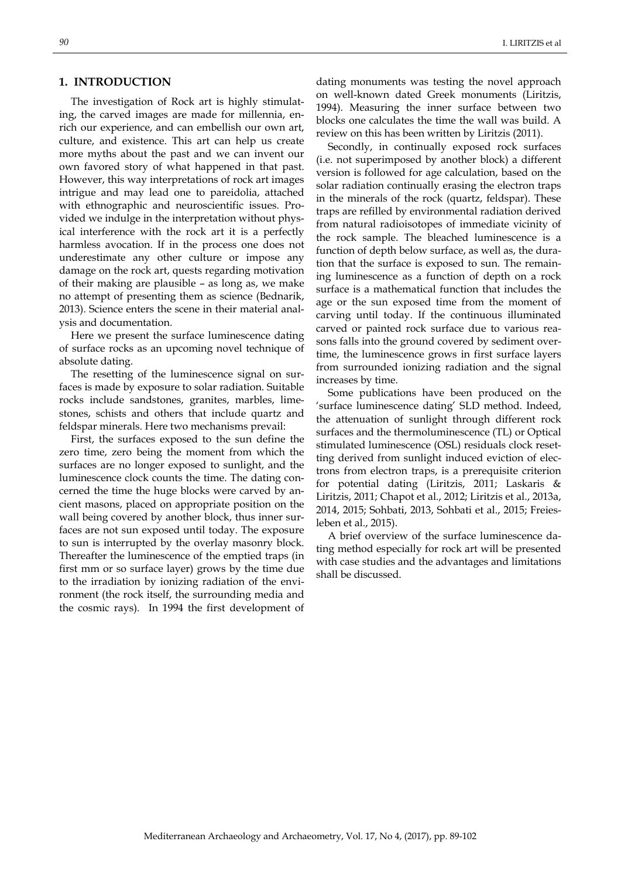## 1. INTRODUCTION

The investigation of Rock art is highly stimulating, the carved images are made for millennia, enrich our experience, and can embellish our own art, culture, and existence. This art can help us create more myths about the past and we can invent our own favored story of what happened in that past. However, this way interpretations of rock art images intrigue and may lead one to pareidolia, attached with ethnographic and neuroscientific issues. Provided we indulge in the interpretation without physical interference with the rock art it is a perfectly harmless avocation. If in the process one does not underestimate any other culture or impose any damage on the rock art, quests regarding motivation of their making are plausible – as long as, we make no attempt of presenting them as science (Bednarik, 2013). Science enters the scene in their material analysis and documentation.

Here we present the surface luminescence dating of surface rocks as an upcoming novel technique of absolute dating.

The resetting of the luminescence signal on surfaces is made by exposure to solar radiation. Suitable rocks include sandstones, granites, marbles, limestones, schists and others that include quartz and feldspar minerals. Here two mechanisms prevail:

First, the surfaces exposed to the sun define the zero time, zero being the moment from which the surfaces are no longer exposed to sunlight, and the luminescence clock counts the time. The dating concerned the time the huge blocks were carved by ancient masons, placed on appropriate position on the wall being covered by another block, thus inner surfaces are not sun exposed until today. The exposure to sun is interrupted by the overlay masonry block. Thereafter the luminescence of the emptied traps (in first mm or so surface layer) grows by the time due to the irradiation by ionizing radiation of the environment (the rock itself, the surrounding media and the cosmic rays). In 1994 the first development of dating monuments was testing the novel approach on well-known dated Greek monuments (Liritzis, 1994). Measuring the inner surface between two blocks one calculates the time the wall was build. A review on this has been written by Liritzis (2011).

Secondly, in continually exposed rock surfaces (i.e. not superimposed by another block) a different version is followed for age calculation, based on the solar radiation continually erasing the electron traps in the minerals of the rock (quartz, feldspar). These traps are refilled by environmental radiation derived from natural radioisotopes of immediate vicinity of the rock sample. The bleached luminescence is a function of depth below surface, as well as, the duration that the surface is exposed to sun. The remaining luminescence as a function of depth on a rock surface is a mathematical function that includes the age or the sun exposed time from the moment of carving until today. If the continuous illuminated carved or painted rock surface due to various reasons falls into the ground covered by sediment overtime, the luminescence grows in first surface layers from surrounded ionizing radiation and the signal increases by time.

Some publications have been produced on the 'surface luminescence dating' SLD method. Indeed, the attenuation of sunlight through different rock surfaces and the thermoluminescence (TL) or Optical stimulated luminescence (OSL) residuals clock resetting derived from sunlight induced eviction of electrons from electron traps, is a prerequisite criterion for potential dating (Liritzis, 2011; Laskaris & Liritzis, 2011; Chapot et al., 2012; Liritzis et al., 2013a, 2014, 2015; Sohbati, 2013, Sohbati et al., 2015; Freiesleben et al., 2015).

A brief overview of the surface luminescence dating method especially for rock art will be presented with case studies and the advantages and limitations shall be discussed.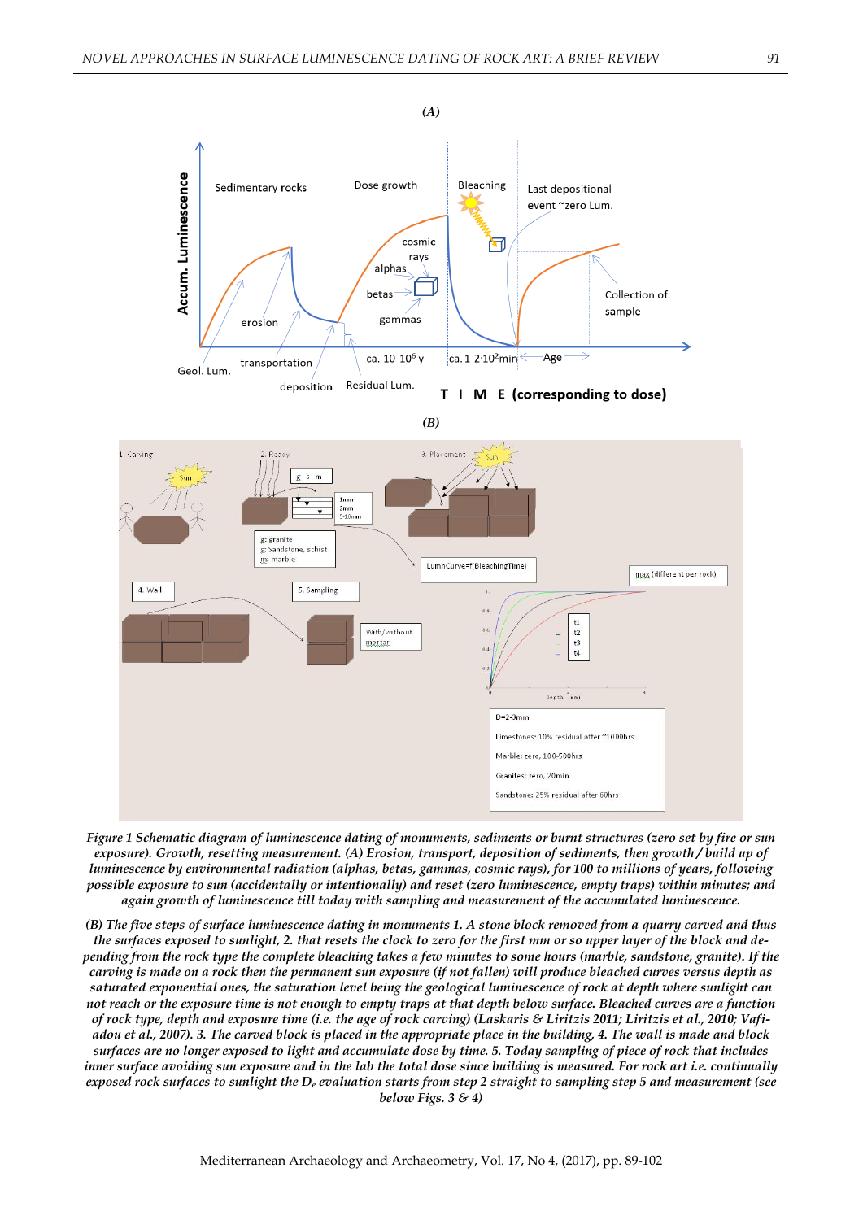*Figure 1 Schematic diagram of luminescence dating of monuments, sediments or burnt structures (zero set by fire or sun exposure). Growth, resetting measurement. (A) Erosion, transport, deposition of sediments, then growth / build up of luminescence by environmental radiation (alphas, betas, gammas, cosmic rays), for 100 to millions of years, following possible exposure to sun (accidentally or intentionally) and reset (zero luminescence, empty traps) within minutes; and again growth of luminescence till today with sampling and measurement of the accumulated luminescence.*

*(B) The five steps of surface luminescence dating in monuments 1. A stone block removed from a quarry carved and thus the surfaces exposed to sunlight, 2. that resets the clock to zero for the first mm or so upper layer of the block and depending from the rock type the complete bleaching takes a few minutes to some hours (marble, sandstone, granite). If the carving is made on a rock then the permanent sun exposure (if not fallen) will produce bleached curves versus depth as saturated exponential ones, the saturation level being the geological luminescence of rock at depth where sunlight can not reach or the exposure time is not enough to empty traps at that depth below surface. Bleached curves are a function of rock type, depth and exposure time (i.e. the age of rock carving) (Laskaris & Liritzis 2011; Liritzis et al., 2010; Vafiadou et al., 2007). 3. The carved block is placed in the appropriate place in the building, 4. The wall is made and block surfaces are no longer exposed to light and accumulate dose by time. 5. Today sampling of piece of rock that includes inner surface avoiding sun exposure and in the lab the total dose since building is measured. For rock art i.e. continually exposed rock surfaces to sunlight the $D_e$ evaluation starts from step 2 straight to sampling step 5 and measurement (see below Figs. 3 & 4)*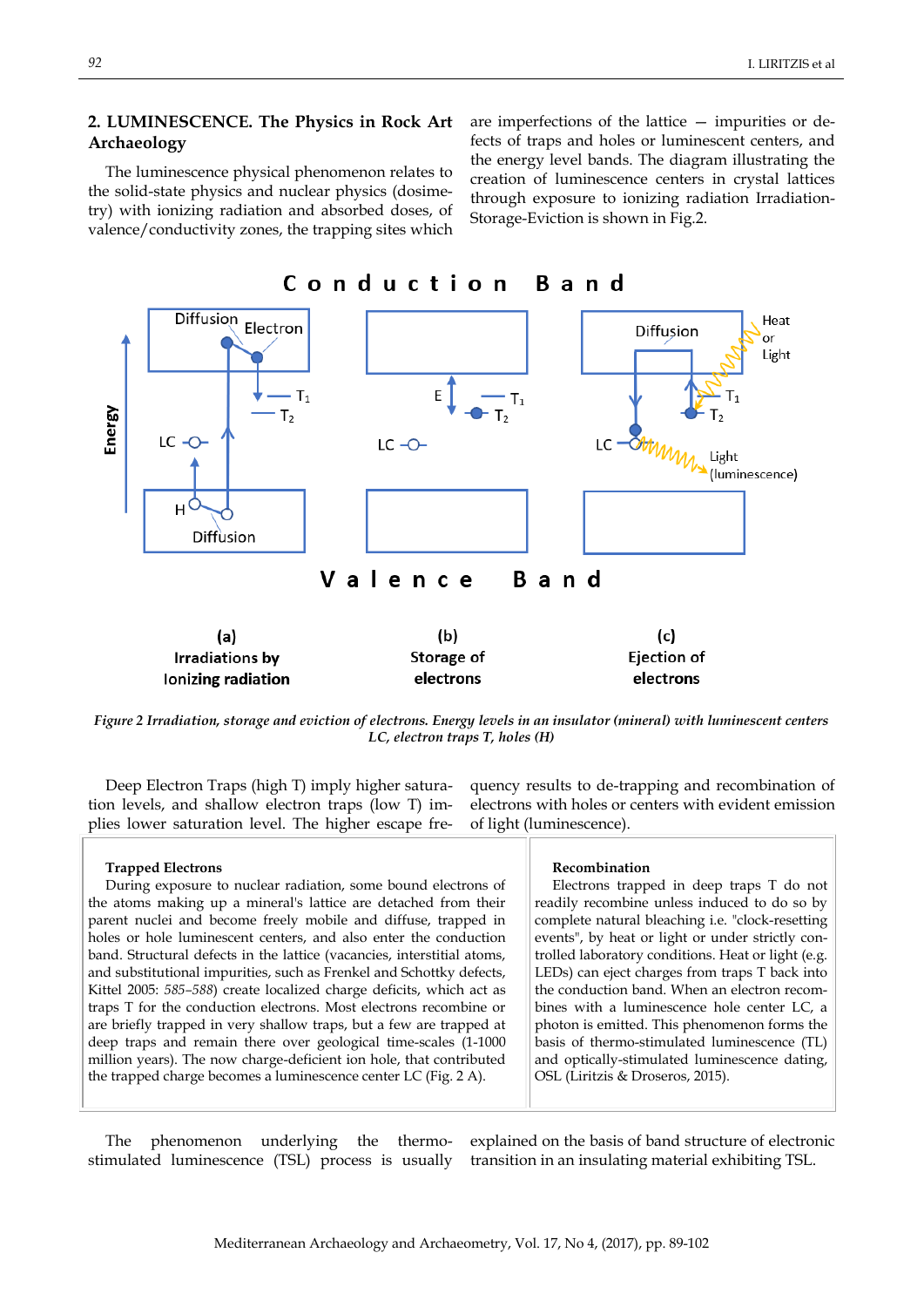## 2. LUMINESCENCE. The Physics in Rock Art Archaeology

The luminescence physical phenomenon relates to the solid-state physics and nuclear physics (dosimetry) with ionizing radiation and absorbed doses, of valence/conductivity zones, the trapping sites which are imperfections of the lattice — impurities or defects of traps and holes or luminescent centers, and the energy level bands. The diagram illustrating the creation of luminescence centers in crystal lattices through exposure to ionizing radiation Irradiation-Storage-Eviction is shown in Fig.2.

*Figure 2 Irradiation, storage and eviction of electrons. Energy levels in an insulator (mineral) with luminescent centers LC, electron traps T, holes (H)*

Deep Electron Traps (high T) imply higher saturation levels, and shallow electron traps (low T) implies lower saturation level. The higher escape frequency results to de-trapping and recombination of electrons with holes or centers with evident emission of light (luminescence).

| **Trapped Electrons** | **Recombination** |
|---|---|
| During exposure to nuclear radiation, some bound electrons of the atoms making up a mineral's lattice are detached from their parent nuclei and become freely mobile and diffuse, trapped in holes or hole luminescent centers, and also enter the conduction band. Structural defects in the lattice (vacancies, interstitial atoms, and substitutional impurities, such as Frenkel and Schottky defects, Kittel 2005: *585–588*) create localized charge deficits, which act as traps T for the conduction electrons. Most electrons recombine or are briefly trapped in very shallow traps, but a few are trapped at deep traps and remain there over geological time-scales (1-1000 million years). The now charge-deficient ion hole, that contributed the trapped charge becomes a luminescence center LC (Fig. 2 A). | Electrons trapped in deep traps T do not readily recombine unless induced to do so by complete natural bleaching i.e. "clock-resetting events", by heat or light or under strictly controlled laboratory conditions. Heat or light (e.g. LEDs) can eject charges from traps T back into the conduction band. When an electron recombines with a luminescence hole center LC, a photon is emitted. This phenomenon forms the basis of thermo-stimulated luminescence (TL) and optically-stimulated luminescence dating, OSL (Liritzis & Droseros, 2015). |

The phenomenon underlying the thermo-stimulated luminescence (TSL) process is usually explained on the basis of band structure of electronic transition in an insulating material exhibiting TSL.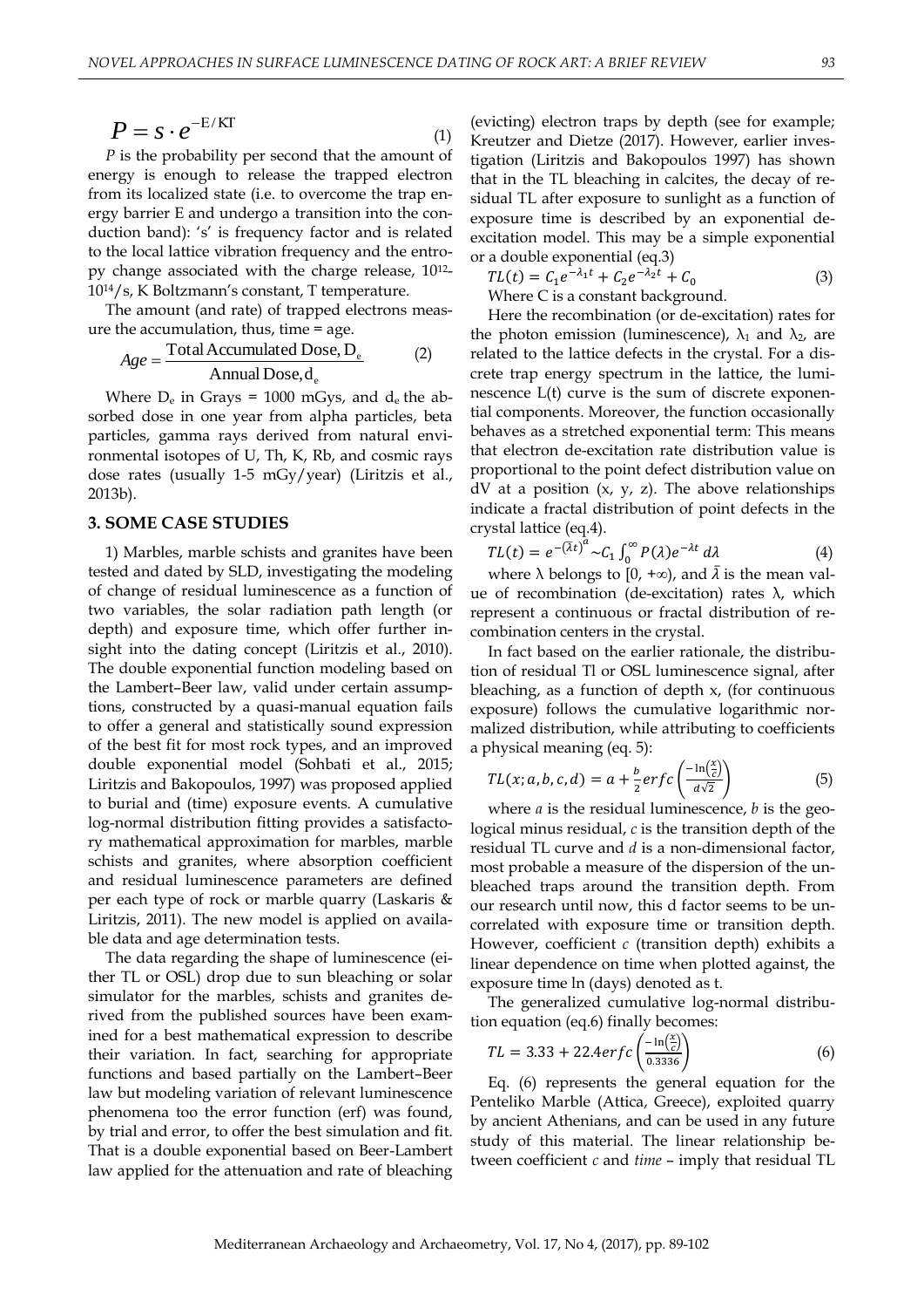$$P = s \cdot e^{-E/KT} \tag{1}$$

*P* is the probability per second that the amount of energy is enough to release the trapped electron from its localized state (i.e. to overcome the trap energy barrier E and undergo a transition into the conduction band): 's' is frequency factor and is related to the local lattice vibration frequency and the entropy change associated with the charge release, $10^{12}$-$10^{14}$/s, K Boltzmann's constant, T temperature.

The amount (and rate) of trapped electrons measure the accumulation, thus, time = age.

$$Age = \frac{\text{Total Accumulated Dose, } D_e}{\text{Annual Dose, } d_e} \tag{2}$$

Where $D_e$ in Grays = 1000 mGys, and $d_e$ the absorbed dose in one year from alpha particles, beta particles, gamma rays derived from natural environmental isotopes of U, Th, K, Rb, and cosmic rays dose rates (usually 1-5 mGy/year) (Liritzis et al., 2013b).

## 3. SOME CASE STUDIES

1) Marbles, marble schists and granites have been tested and dated by SLD, investigating the modeling of change of residual luminescence as a function of two variables, the solar radiation path length (or depth) and exposure time, which offer further insight into the dating concept (Liritzis et al., 2010). The double exponential function modeling based on the Lambert–Beer law, valid under certain assumptions, constructed by a quasi-manual equation fails to offer a general and statistically sound expression of the best fit for most rock types, and an improved double exponential model (Sohbati et al., 2015; Liritzis and Bakopoulos, 1997) was proposed applied to burial and (time) exposure events. A cumulative log-normal distribution fitting provides a satisfactory mathematical approximation for marbles, marble schists and granites, where absorption coefficient and residual luminescence parameters are defined per each type of rock or marble quarry (Laskaris & Liritzis, 2011). The new model is applied on available data and age determination tests.

The data regarding the shape of luminescence (either TL or OSL) drop due to sun bleaching or solar simulator for the marbles, schists and granites derived from the published sources have been examined for a best mathematical expression to describe their variation. In fact, searching for appropriate functions and based partially on the Lambert–Beer law but modeling variation of relevant luminescence phenomena too the error function (erf) was found, by trial and error, to offer the best simulation and fit. That is a double exponential based on Beer-Lambert law applied for the attenuation and rate of bleaching (evicting) electron traps by depth (see for example; Kreutzer and Dietze (2017). However, earlier investigation (Liritzis and Bakopoulos 1997) has shown that in the TL bleaching in calcites, the decay of residual TL after exposure to sunlight as a function of exposure time is described by an exponential de-excitation model. This may be a simple exponential or a double exponential (eq.3)

$$TL(t) = C_1 e^{-\lambda_1 t} + C_2 e^{-\lambda_2 t} + C_0 \tag{3}$$

Where C is a constant background.

Here the recombination (or de-excitation) rates for the photon emission (luminescence), $\lambda_1$ and $\lambda_2$, are related to the lattice defects in the crystal. For a discrete trap energy spectrum in the lattice, the luminescence L(t) curve is the sum of discrete exponential components. Moreover, the function occasionally behaves as a stretched exponential term: This means that electron de-excitation rate distribution value is proportional to the point defect distribution value on dV at a position (x, y, z). The above relationships indicate a fractal distribution of point defects in the crystal lattice (eq.4).

$$TL(t) = e^{-(\bar{\lambda} t)^a} \sim C_1 \int_0^\infty P(\lambda) e^{-\lambda t}\, d\lambda \tag{4}$$

where $\lambda$ belongs to $[0, +\infty)$, and $\bar{\lambda}$ is the mean value of recombination (de-excitation) rates $\lambda$, which represent a continuous or fractal distribution of recombination centers in the crystal.

In fact based on the earlier rationale, the distribution of residual Tl or OSL luminescence signal, after bleaching, as a function of depth x, (for continuous exposure) follows the cumulative logarithmic normalized distribution, while attributing to coefficients a physical meaning (eq. 5):

$$TL(x; a, b, c, d) = a + \frac{b}{2} erfc\left(\frac{-\ln\left(\frac{x}{c}\right)}{d\sqrt{2}}\right) \tag{5}$$

where *a* is the residual luminescence, *b* is the geological minus residual, *c* is the transition depth of the residual TL curve and *d* is a non-dimensional factor, most probable a measure of the dispersion of the unbleached traps around the transition depth. From our research until now, this d factor seems to be uncorrelated with exposure time or transition depth. However, coefficient *c* (transition depth) exhibits a linear dependence on time when plotted against, the exposure time ln (days) denoted as t.

The generalized cumulative log-normal distribution equation (eq.6) finally becomes:

$$TL = 3.33 + 22.4 erfc\left(\frac{-\ln\left(\frac{x}{c}\right)}{0.3336}\right) \tag{6}$$

Eq. (6) represents the general equation for the Penteliko Marble (Attica, Greece), exploited quarry by ancient Athenians, and can be used in any future study of this material. The linear relationship between coefficient *c* and *time* – imply that residual TL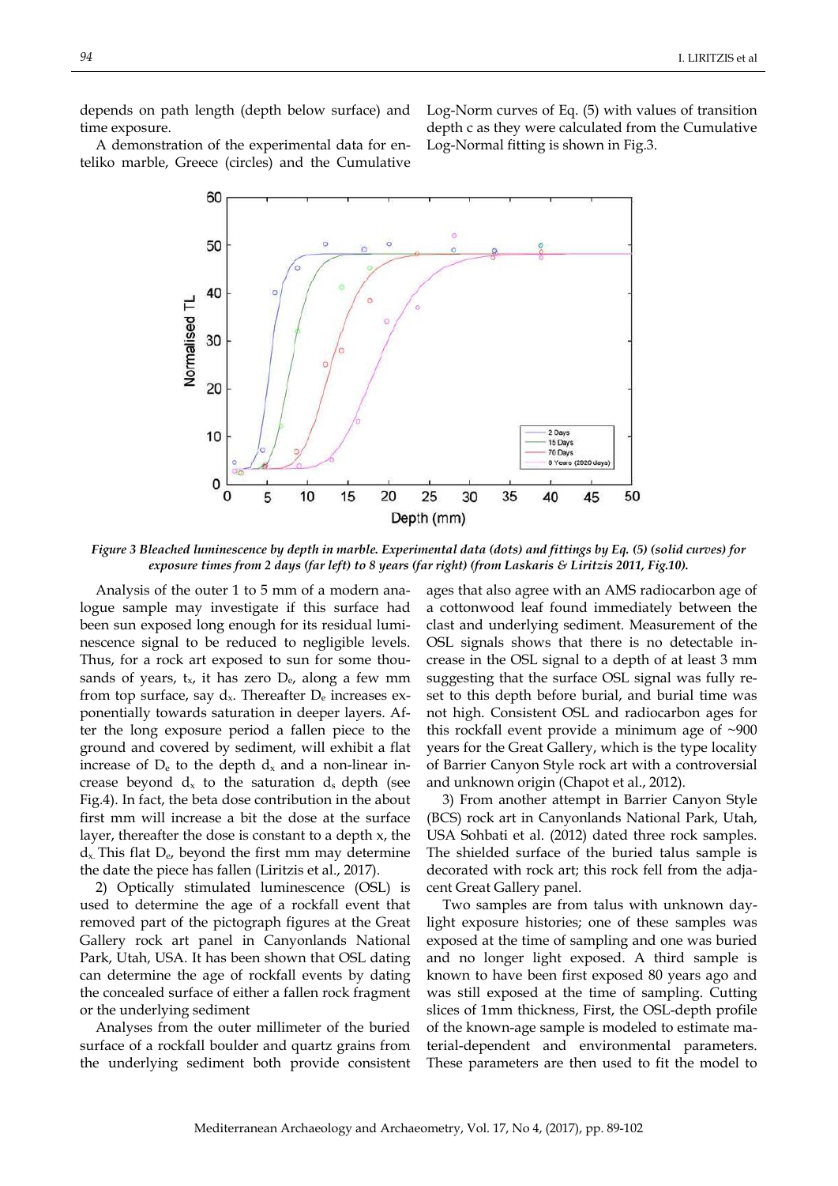depends on path length (depth below surface) and time exposure.

A demonstration of the experimental data for enteliko marble, Greece (circles) and the Cumulative Log-Norm curves of Eq. (5) with values of transition depth c as they were calculated from the Cumulative Log-Normal fitting is shown in Fig.3.

*Figure 3 Bleached luminescence by depth in marble. Experimental data (dots) and fittings by Eq. (5) (solid curves) for exposure times from 2 days (far left) to 8 years (far right) (from Laskaris & Liritzis 2011, Fig.10).*

Analysis of the outer 1 to 5 mm of a modern analogue sample may investigate if this surface had been sun exposed long enough for its residual luminescence signal to be reduced to negligible levels. Thus, for a rock art exposed to sun for some thousands of years, $t_x$, it has zero $D_e$, along a few mm from top surface, say $d_x$. Thereafter $D_e$ increases exponentially towards saturation in deeper layers. After the long exposure period a fallen piece to the ground and covered by sediment, will exhibit a flat increase of $D_e$ to the depth $d_x$ and a non-linear increase beyond $d_x$ to the saturation $d_s$ depth (see Fig.4). In fact, the beta dose contribution in the about first mm will increase a bit the dose at the surface layer, thereafter the dose is constant to a depth x, the $d_x$. This flat $D_e$, beyond the first mm may determine the date the piece has fallen (Liritzis et al., 2017).

2) Optically stimulated luminescence (OSL) is used to determine the age of a rockfall event that removed part of the pictograph figures at the Great Gallery rock art panel in Canyonlands National Park, Utah, USA. It has been shown that OSL dating can determine the age of rockfall events by dating the concealed surface of either a fallen rock fragment or the underlying sediment

Analyses from the outer millimeter of the buried surface of a rockfall boulder and quartz grains from the underlying sediment both provide consistent ages that also agree with an AMS radiocarbon age of a cottonwood leaf found immediately between the clast and underlying sediment. Measurement of the OSL signals shows that there is no detectable increase in the OSL signal to a depth of at least 3 mm suggesting that the surface OSL signal was fully reset to this depth before burial, and burial time was not high. Consistent OSL and radiocarbon ages for this rockfall event provide a minimum age of ~900 years for the Great Gallery, which is the type locality of Barrier Canyon Style rock art with a controversial and unknown origin (Chapot et al., 2012).

3) From another attempt in Barrier Canyon Style (BCS) rock art in Canyonlands National Park, Utah, USA Sohbati et al. (2012) dated three rock samples. The shielded surface of the buried talus sample is decorated with rock art; this rock fell from the adjacent Great Gallery panel.

Two samples are from talus with unknown daylight exposure histories; one of these samples was exposed at the time of sampling and one was buried and no longer light exposed. A third sample is known to have been first exposed 80 years ago and was still exposed at the time of sampling. Cutting slices of 1mm thickness, First, the OSL-depth profile of the known-age sample is modeled to estimate material-dependent and environmental parameters. These parameters are then used to fit the model to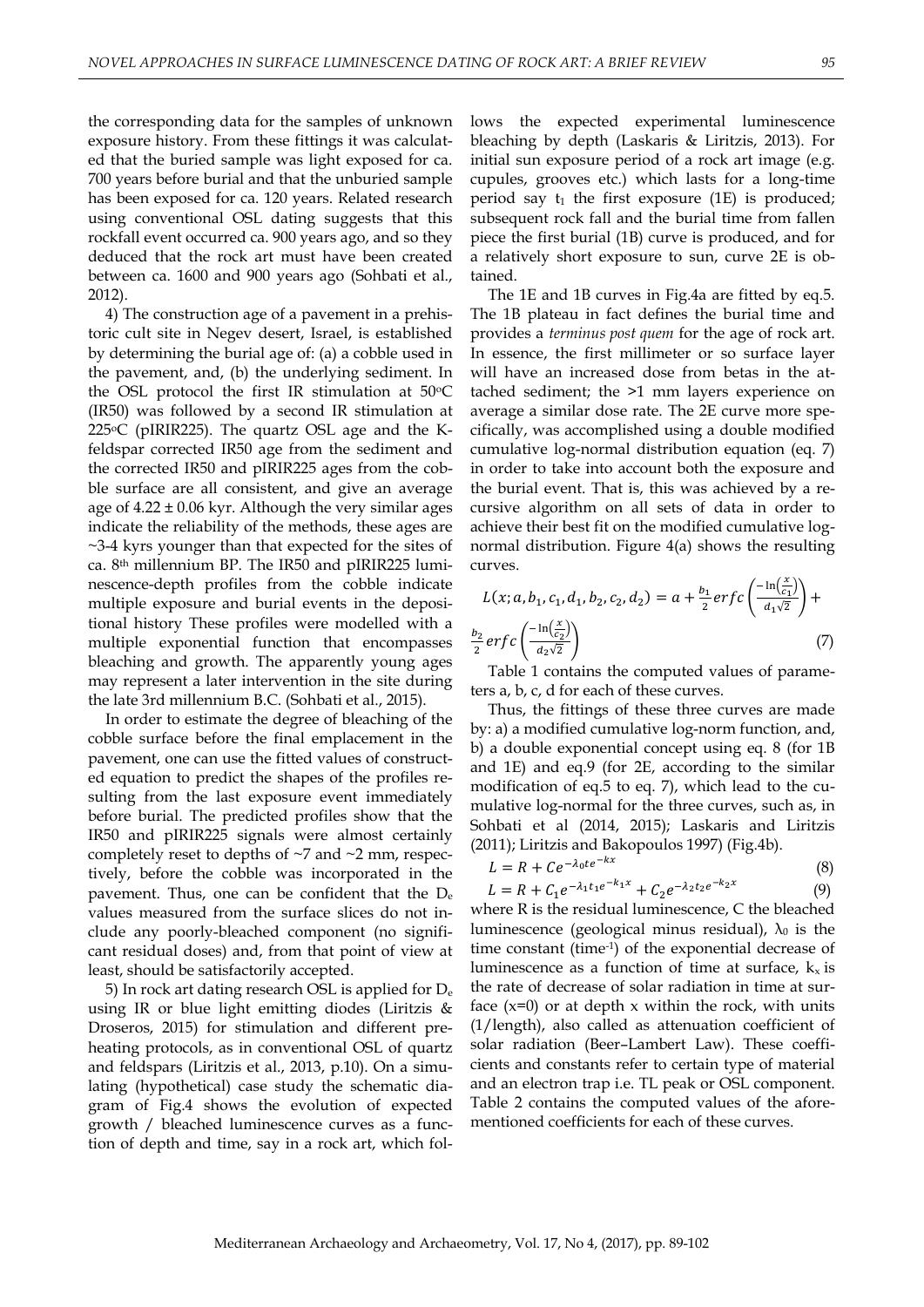the corresponding data for the samples of unknown exposure history. From these fittings it was calculated that the buried sample was light exposed for ca. 700 years before burial and that the unburied sample has been exposed for ca. 120 years. Related research using conventional OSL dating suggests that this rockfall event occurred ca. 900 years ago, and so they deduced that the rock art must have been created between ca. 1600 and 900 years ago (Sohbati et al., 2012).

4) The construction age of a pavement in a prehistoric cult site in Negev desert, Israel, is established by determining the burial age of: (a) a cobble used in the pavement, and, (b) the underlying sediment. In the OSL protocol the first IR stimulation at 50°C (IR50) was followed by a second IR stimulation at 225°C (pIRIR225). The quartz OSL age and the K-feldspar corrected IR50 age from the sediment and the corrected IR50 and pIRIR225 ages from the cobble surface are all consistent, and give an average age of 4.22 ± 0.06 kyr. Although the very similar ages indicate the reliability of the methods, these ages are ~3-4 kyrs younger than that expected for the sites of ca. 8th millennium BP. The IR50 and pIRIR225 luminescence-depth profiles from the cobble indicate multiple exposure and burial events in the depositional history These profiles were modelled with a multiple exponential function that encompasses bleaching and growth. The apparently young ages may represent a later intervention in the site during the late 3rd millennium B.C. (Sohbati et al., 2015).

In order to estimate the degree of bleaching of the cobble surface before the final emplacement in the pavement, one can use the fitted values of constructed equation to predict the shapes of the profiles resulting from the last exposure event immediately before burial. The predicted profiles show that the IR50 and pIRIR225 signals were almost certainly completely reset to depths of ~7 and ~2 mm, respectively, before the cobble was incorporated in the pavement. Thus, one can be confident that the $D_e$ values measured from the surface slices do not include any poorly-bleached component (no significant residual doses) and, from that point of view at least, should be satisfactorily accepted.

5) In rock art dating research OSL is applied for $D_e$ using IR or blue light emitting diodes (Liritzis & Droseros, 2015) for stimulation and different preheating protocols, as in conventional OSL of quartz and feldspars (Liritzis et al., 2013, p.10). On a simulating (hypothetical) case study the schematic diagram of Fig.4 shows the evolution of expected growth / bleached luminescence curves as a function of depth and time, say in a rock art, which follows the expected experimental luminescence bleaching by depth (Laskaris & Liritzis, 2013). For initial sun exposure period of a rock art image (e.g. cupules, grooves etc.) which lasts for a long-time period say $t_1$ the first exposure (1E) is produced; subsequent rock fall and the burial time from fallen piece the first burial (1B) curve is produced, and for a relatively short exposure to sun, curve 2E is obtained.

The 1E and 1B curves in Fig.4a are fitted by eq.5. The 1B plateau in fact defines the burial time and provides a *terminus post quem* for the age of rock art. In essence, the first millimeter or so surface layer will have an increased dose from betas in the attached sediment; the >1 mm layers experience on average a similar dose rate. The 2E curve more specifically, was accomplished using a double modified cumulative log-normal distribution equation (eq. 7) in order to take into account both the exposure and the burial event. That is, this was achieved by a recursive algorithm on all sets of data in order to achieve their best fit on the modified cumulative log-normal distribution. Figure 4(a) shows the resulting curves.

$$L(x; a, b_1, c_1, d_1, b_2, c_2, d_2) = a + \frac{b_1}{2} erfc\left(\frac{-\ln\left(\frac{x}{c_1}\right)}{d_1\sqrt{2}}\right) + \frac{b_2}{2} erfc\left(\frac{-\ln\left(\frac{x}{c_2}\right)}{d_2\sqrt{2}}\right) \quad (7)$$

Table 1 contains the computed values of parameters a, b, c, d for each of these curves.

Thus, the fittings of these three curves are made by: a) a modified cumulative log-norm function, and, b) a double exponential concept using eq. 8 (for 1B and 1E) and eq.9 (for 2E, according to the similar modification of eq.5 to eq. 7), which lead to the cumulative log-normal for the three curves, such as, in Sohbati et al (2014, 2015); Laskaris and Liritzis (2011); Liritzis and Bakopoulos 1997) (Fig.4b).

$$L = R + Ce^{-\lambda_0 t e^{-kx}} \quad (8)$$

$$L = R + C_1 e^{-\lambda_1 t_1 e^{-k_1 x}} + C_2 e^{-\lambda_2 t_2 e^{-k_2 x}} \quad (9)$$

where R is the residual luminescence, C the bleached luminescence (geological minus residual), $\lambda_0$ is the time constant (time$^{-1}$) of the exponential decrease of luminescence as a function of time at surface, $k_x$ is the rate of decrease of solar radiation in time at surface (x=0) or at depth x within the rock, with units (1/length), also called as attenuation coefficient of solar radiation (Beer–Lambert Law). These coefficients and constants refer to certain type of material and an electron trap i.e. TL peak or OSL component. Table 2 contains the computed values of the aforementioned coefficients for each of these curves.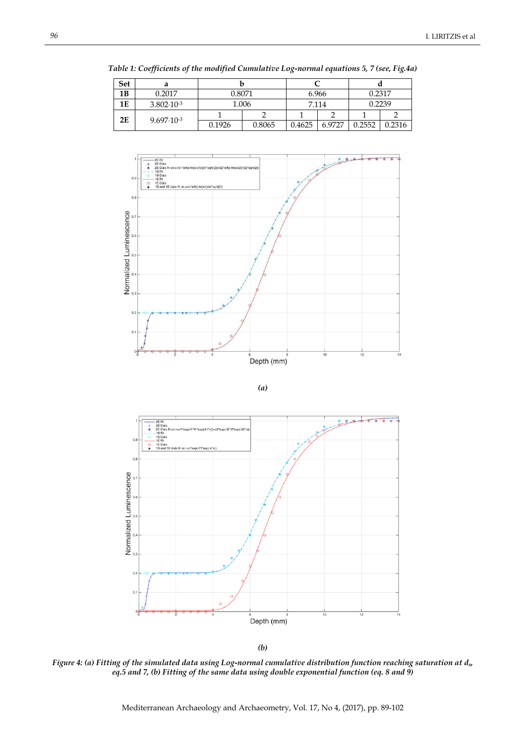*Table 1: Coefficients of the modified Cumulative Log-normal equations 5, 7 (see, Fig.4a)*

| Set | a | b | | C | | d | |
|---|---|---|---|---|---|---|---|
| 1B | 0.2017 | 0.8071 | | 6.966 | | 0.2317 | |
| 1E | $3.802 \cdot 10^{-3}$ | 1.006 | | 7.114 | | 0.2239 | |
| 2E | $9.697 \cdot 10^{-3}$ | 1 | 2 | 1 | 2 | 1 | 2 |
| | | 0.1926 | 0.8065 | 0.4625 | 6.9727 | 0.2552 | 0.2316 |

*(a)*

*(b)*

***Figure 4: (a) Fitting of the simulated data using Log-normal cumulative distribution function reaching saturation at $d_s$, eq.5 and 7, (b) Fitting of the same data using double exponential function (eq. 8 and 9)***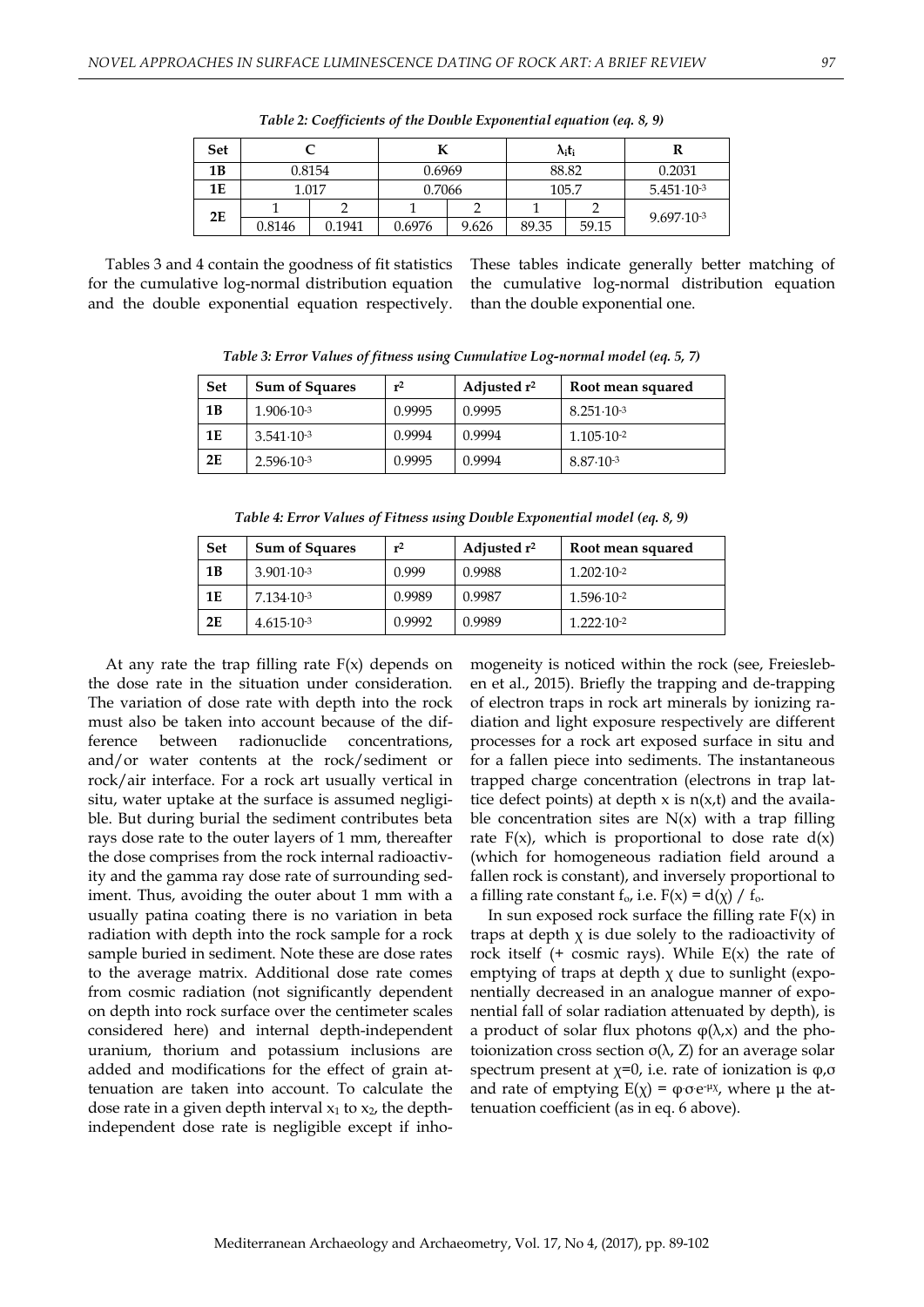*Table 2: Coefficients of the Double Exponential equation (eq. 8, 9)*

| Set | C | | K | | $\lambda_i t_i$ | | R |
|---|---|---|---|---|---|---|---|
| 1B | 0.8154 | | 0.6969 | | 88.82 | | 0.2031 |
| 1E | 1.017 | | 0.7066 | | 105.7 | | $5.451 \cdot 10^{-3}$ |
| 2E | 1 | 2 | 1 | 2 | 1 | 2 | $9.697 \cdot 10^{-3}$ |
| | 0.8146 | 0.1941 | 0.6976 | 9.626 | 89.35 | 59.15 | |

Tables 3 and 4 contain the goodness of fit statistics for the cumulative log-normal distribution equation and the double exponential equation respectively. These tables indicate generally better matching of the cumulative log-normal distribution equation than the double exponential one.

*Table 3: Error Values of fitness using Cumulative Log-normal model (eq. 5, 7)*

| Set | Sum of Squares | $r^2$ | Adjusted $r^2$ | Root mean squared |
|---|---|---|---|---|
| 1B | $1.906 \cdot 10^{-3}$ | 0.9995 | 0.9995 | $8.251 \cdot 10^{-3}$ |
| 1E | $3.541 \cdot 10^{-3}$ | 0.9994 | 0.9994 | $1.105 \cdot 10^{-2}$ |
| 2E | $2.596 \cdot 10^{-3}$ | 0.9995 | 0.9994 | $8.87 \cdot 10^{-3}$ |

*Table 4: Error Values of Fitness using Double Exponential model (eq. 8, 9)*

| Set | Sum of Squares | $r^2$ | Adjusted $r^2$ | Root mean squared |
|---|---|---|---|---|
| 1B | $3.901 \cdot 10^{-3}$ | 0.999 | 0.9988 | $1.202 \cdot 10^{-2}$ |
| 1E | $7.134 \cdot 10^{-3}$ | 0.9989 | 0.9987 | $1.596 \cdot 10^{-2}$ |
| 2E | $4.615 \cdot 10^{-3}$ | 0.9992 | 0.9989 | $1.222 \cdot 10^{-2}$ |

At any rate the trap filling rate $F(x)$ depends on the dose rate in the situation under consideration. The variation of dose rate with depth into the rock must also be taken into account because of the difference between radionuclide concentrations, and/or water contents at the rock/sediment or rock/air interface. For a rock art usually vertical in situ, water uptake at the surface is assumed negligible. But during burial the sediment contributes beta rays dose rate to the outer layers of 1 mm, thereafter the dose comprises from the rock internal radioactivity and the gamma ray dose rate of surrounding sediment. Thus, avoiding the outer about 1 mm with a usually patina coating there is no variation in beta radiation with depth into the rock sample for a rock sample buried in sediment. Note these are dose rates to the average matrix. Additional dose rate comes from cosmic radiation (not significantly dependent on depth into rock surface over the centimeter scales considered here) and internal depth-independent uranium, thorium and potassium inclusions are added and modifications for the effect of grain attenuation are taken into account. To calculate the dose rate in a given depth interval $x_1$ to $x_2$, the depth-independent dose rate is negligible except if inhomogeneity is noticed within the rock (see, Freiesleben et al., 2015). Briefly the trapping and de-trapping of electron traps in rock art minerals by ionizing radiation and light exposure respectively are different processes for a rock art exposed surface in situ and for a fallen piece into sediments. The instantaneous trapped charge concentration (electrons in trap lattice defect points) at depth x is $n(x,t)$ and the available concentration sites are $N(x)$ with a trap filling rate $F(x)$, which is proportional to dose rate $d(x)$ (which for homogeneous radiation field around a fallen rock is constant), and inversely proportional to a filling rate constant $f_o$, i.e. $F(x) = d(\chi) / f_o$.

In sun exposed rock surface the filling rate $F(x)$ in traps at depth $\chi$ is due solely to the radioactivity of rock itself (+ cosmic rays). While $E(x)$ the rate of emptying of traps at depth $\chi$ due to sunlight (exponentially decreased in an analogue manner of exponential fall of solar radiation attenuated by depth), is a product of solar flux photons $\varphi(\lambda,x)$ and the photoionization cross section $\sigma(\lambda, Z)$ for an average solar spectrum present at $\chi$=0, i.e. rate of ionization is $\varphi,\sigma$ and rate of emptying $E(\chi) = \varphi \cdot \sigma \cdot e^{-\mu \chi}$, where μ the attenuation coefficient (as in eq. 6 above).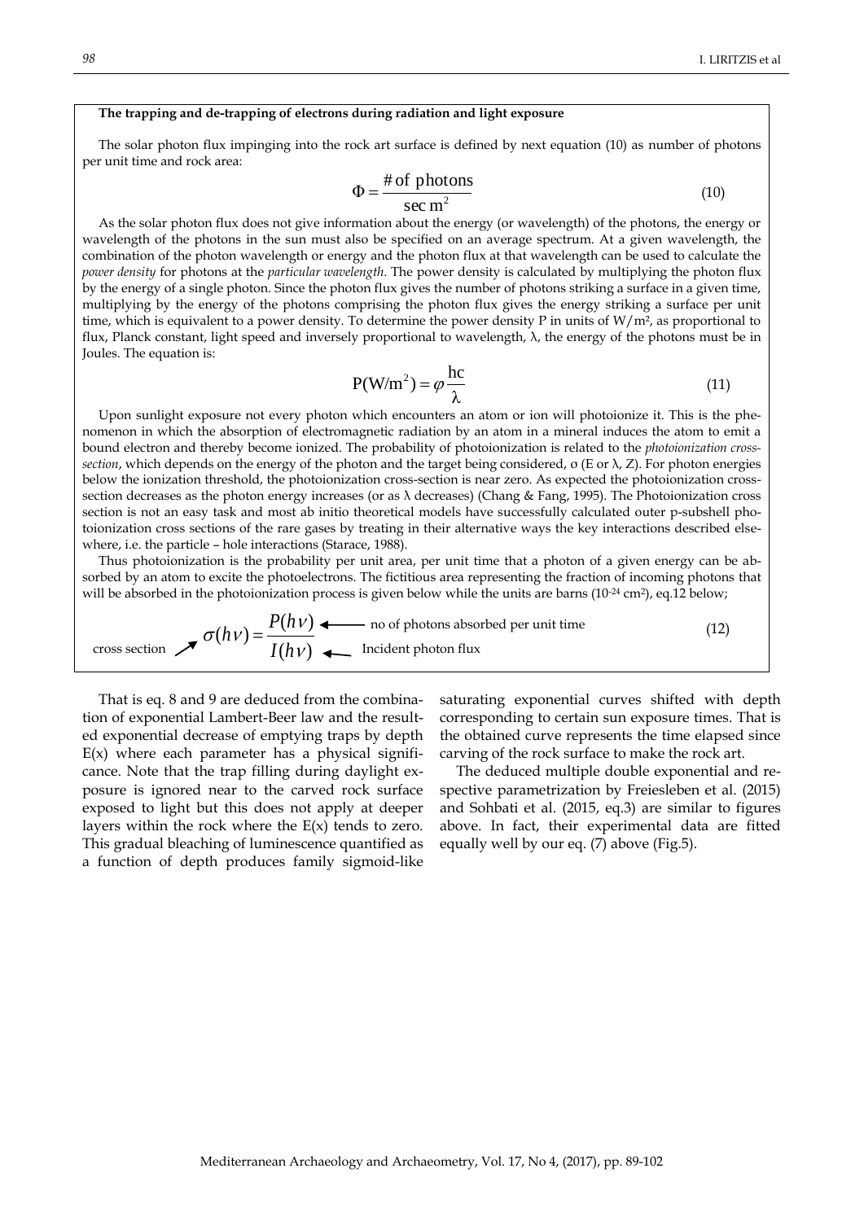**The trapping and de-trapping of electrons during radiation and light exposure**

The solar photon flux impinging into the rock art surface is defined by next equation (10) as number of photons per unit time and rock area:

$$\Phi = \frac{\#\text{ of photons}}{\sec \text{m}^2} \tag{10}$$

As the solar photon flux does not give information about the energy (or wavelength) of the photons, the energy or wavelength of the photons in the sun must also be specified on an average spectrum. At a given wavelength, the combination of the photon wavelength or energy and the photon flux at that wavelength can be used to calculate the *power density* for photons at the *particular wavelength*. The power density is calculated by multiplying the photon flux by the energy of a single photon. Since the photon flux gives the number of photons striking a surface in a given time, multiplying by the energy of the photons comprising the photon flux gives the energy striking a surface per unit time, which is equivalent to a power density. To determine the power density P in units of W/m², as proportional to flux, Planck constant, light speed and inversely proportional to wavelength, λ, the energy of the photons must be in Joules. The equation is:

$$\text{P(W/m}^2) = \varphi \frac{\text{hc}}{\lambda} \tag{11}$$

Upon sunlight exposure not every photon which encounters an atom or ion will photoionize it. This is the phenomenon in which the absorption of electromagnetic radiation by an atom in a mineral induces the atom to emit a bound electron and thereby become ionized. The probability of photoionization is related to the *photoionization cross-section*, which depends on the energy of the photon and the target being considered, σ (E or λ, Z). For photon energies below the ionization threshold, the photoionization cross-section is near zero. As expected the photoionization cross-section decreases as the photon energy increases (or as λ decreases) (Chang & Fang, 1995). The Photoionization cross section is not an easy task and most ab initio theoretical models have successfully calculated outer p-subshell photoionization cross sections of the rare gases by treating in their alternative ways the key interactions described elsewhere, i.e. the particle – hole interactions (Starace, 1988).

Thus photoionization is the probability per unit area, per unit time that a photon of a given energy can be absorbed by an atom to excite the photoelectrons. The fictitious area representing the fraction of incoming photons that will be absorbed in the photoionization process is given below while the units are barns ($10^{-24}$ cm²), eq.12 below;

$$\sigma(h\nu) = \frac{P(h\nu)}{I(h\nu)} \tag{12}$$

cross section: $\sigma(h\nu)$; $P(h\nu)$: no of photons absorbed per unit time; $I(h\nu)$: Incident photon flux

That is eq. 8 and 9 are deduced from the combination of exponential Lambert-Beer law and the resulted exponential decrease of emptying traps by depth E(x) where each parameter has a physical significance. Note that the trap filling during daylight exposure is ignored near to the carved rock surface exposed to light but this does not apply at deeper layers within the rock where the E(x) tends to zero. This gradual bleaching of luminescence quantified as a function of depth produces family sigmoid-like saturating exponential curves shifted with depth corresponding to certain sun exposure times. That is the obtained curve represents the time elapsed since carving of the rock surface to make the rock art.

The deduced multiple double exponential and respective parametrization by Freiesleben et al. (2015) and Sohbati et al. (2015, eq.3) are similar to figures above. In fact, their experimental data are fitted equally well by our eq. (7) above (Fig.5).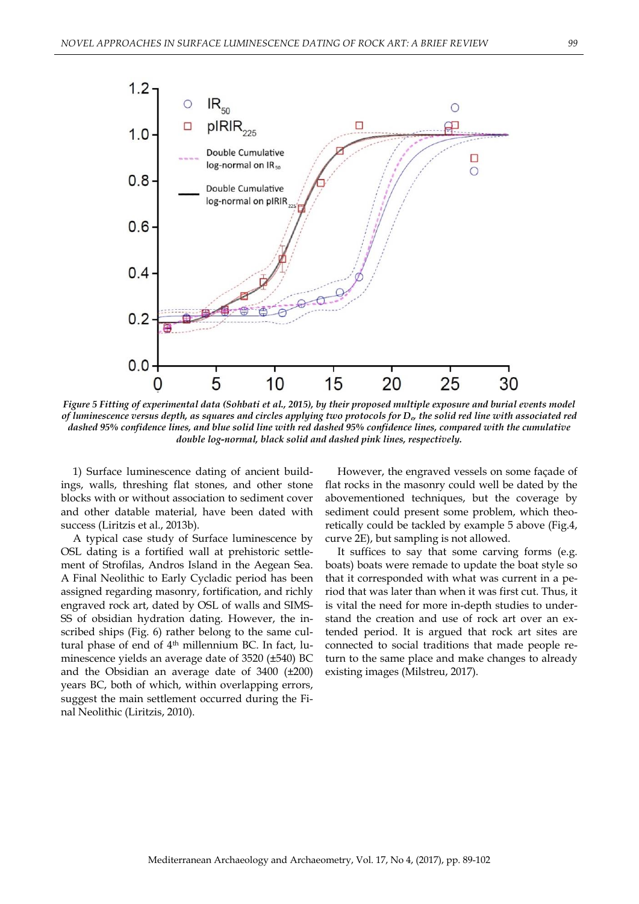*Figure 5 Fitting of experimental data (Sohbati et al., 2015), by their proposed multiple exposure and burial events model of luminescence versus depth, as squares and circles applying two protocols for $D_e$, the solid red line with associated red dashed 95% confidence lines, and blue solid line with red dashed 95% confidence lines, compared with the cumulative double log-normal, black solid and dashed pink lines, respectively.*

1) Surface luminescence dating of ancient buildings, walls, threshing flat stones, and other stone blocks with or without association to sediment cover and other datable material, have been dated with success (Liritzis et al., 2013b).

A typical case study of Surface luminescence by OSL dating is a fortified wall at prehistoric settlement of Strofilas, Andros Island in the Aegean Sea. A Final Neolithic to Early Cycladic period has been assigned regarding masonry, fortification, and richly engraved rock art, dated by OSL of walls and SIMS-SS of obsidian hydration dating. However, the inscribed ships (Fig. 6) rather belong to the same cultural phase of end of 4th millennium BC. In fact, luminescence yields an average date of 3520 (±540) BC and the Obsidian an average date of 3400 (±200) years BC, both of which, within overlapping errors, suggest the main settlement occurred during the Final Neolithic (Liritzis, 2010).

However, the engraved vessels on some façade of flat rocks in the masonry could well be dated by the abovementioned techniques, but the coverage by sediment could present some problem, which theoretically could be tackled by example 5 above (Fig.4, curve 2E), but sampling is not allowed.

It suffices to say that some carving forms (e.g. boats) boats were remade to update the boat style so that it corresponded with what was current in a period that was later than when it was first cut. Thus, it is vital the need for more in-depth studies to understand the creation and use of rock art over an extended period. It is argued that rock art sites are connected to social traditions that made people return to the same place and make changes to already existing images (Milstreu, 2017).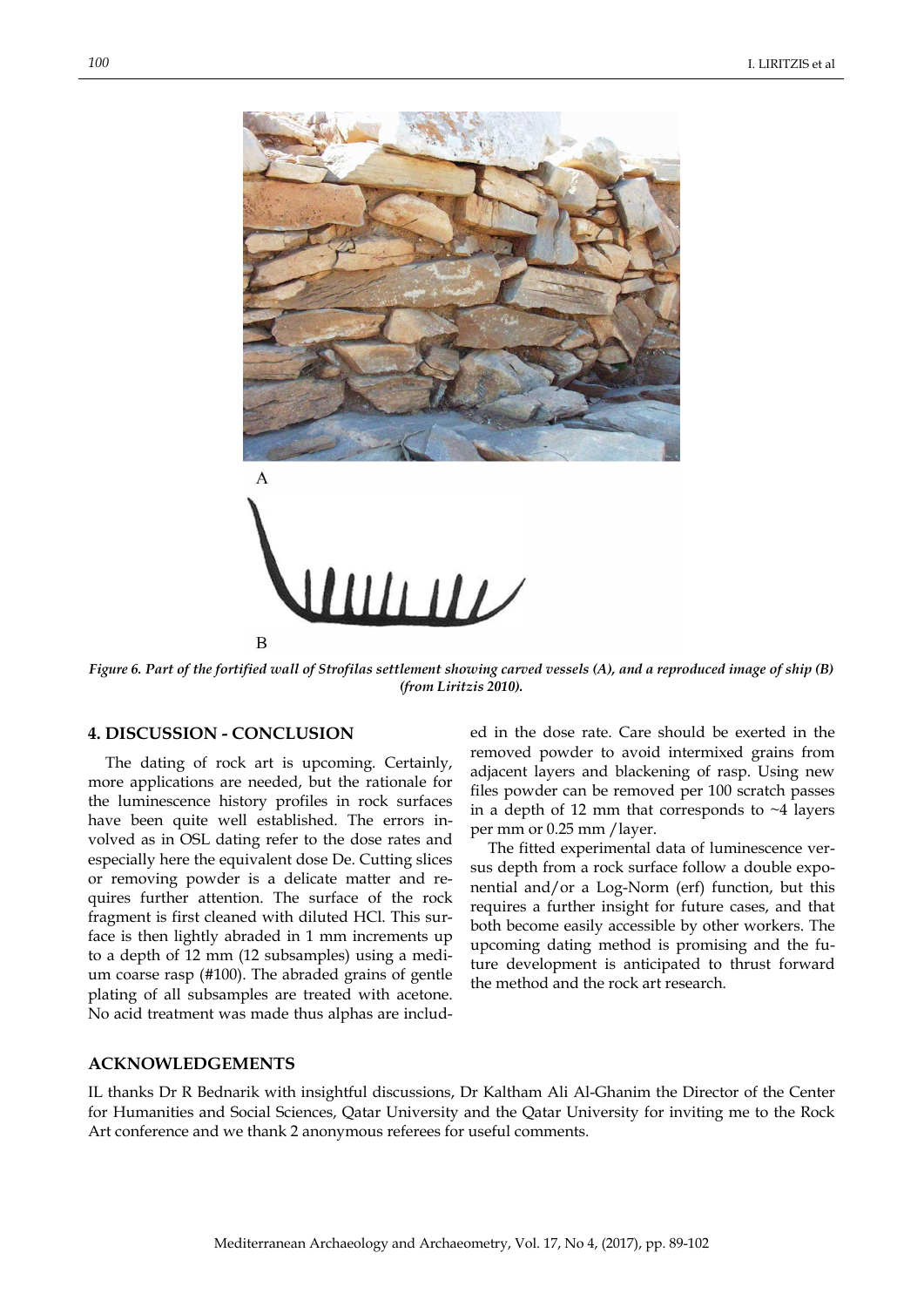*Figure 6. Part of the fortified wall of Strofilas settlement showing carved vessels (A), and a reproduced image of ship (B) (from Liritzis 2010).*

## 4. DISCUSSION - CONCLUSION

The dating of rock art is upcoming. Certainly, more applications are needed, but the rationale for the luminescence history profiles in rock surfaces have been quite well established. The errors involved as in OSL dating refer to the dose rates and especially here the equivalent dose De. Cutting slices or removing powder is a delicate matter and requires further attention. The surface of the rock fragment is first cleaned with diluted HCl. This surface is then lightly abraded in 1 mm increments up to a depth of 12 mm (12 subsamples) using a medium coarse rasp (#100). The abraded grains of gentle plating of all subsamples are treated with acetone. No acid treatment was made thus alphas are included in the dose rate. Care should be exerted in the removed powder to avoid intermixed grains from adjacent layers and blackening of rasp. Using new files powder can be removed per 100 scratch passes in a depth of 12 mm that corresponds to ~4 layers per mm or 0.25 mm /layer.

The fitted experimental data of luminescence versus depth from a rock surface follow a double exponential and/or a Log-Norm (erf) function, but this requires a further insight for future cases, and that both become easily accessible by other workers. The upcoming dating method is promising and the future development is anticipated to thrust forward the method and the rock art research.

## ACKNOWLEDGEMENTS

IL thanks Dr R Bednarik with insightful discussions, Dr Kaltham Ali Al-Ghanim the Director of the Center for Humanities and Social Sciences, Qatar University and the Qatar University for inviting me to the Rock Art conference and we thank 2 anonymous referees for useful comments.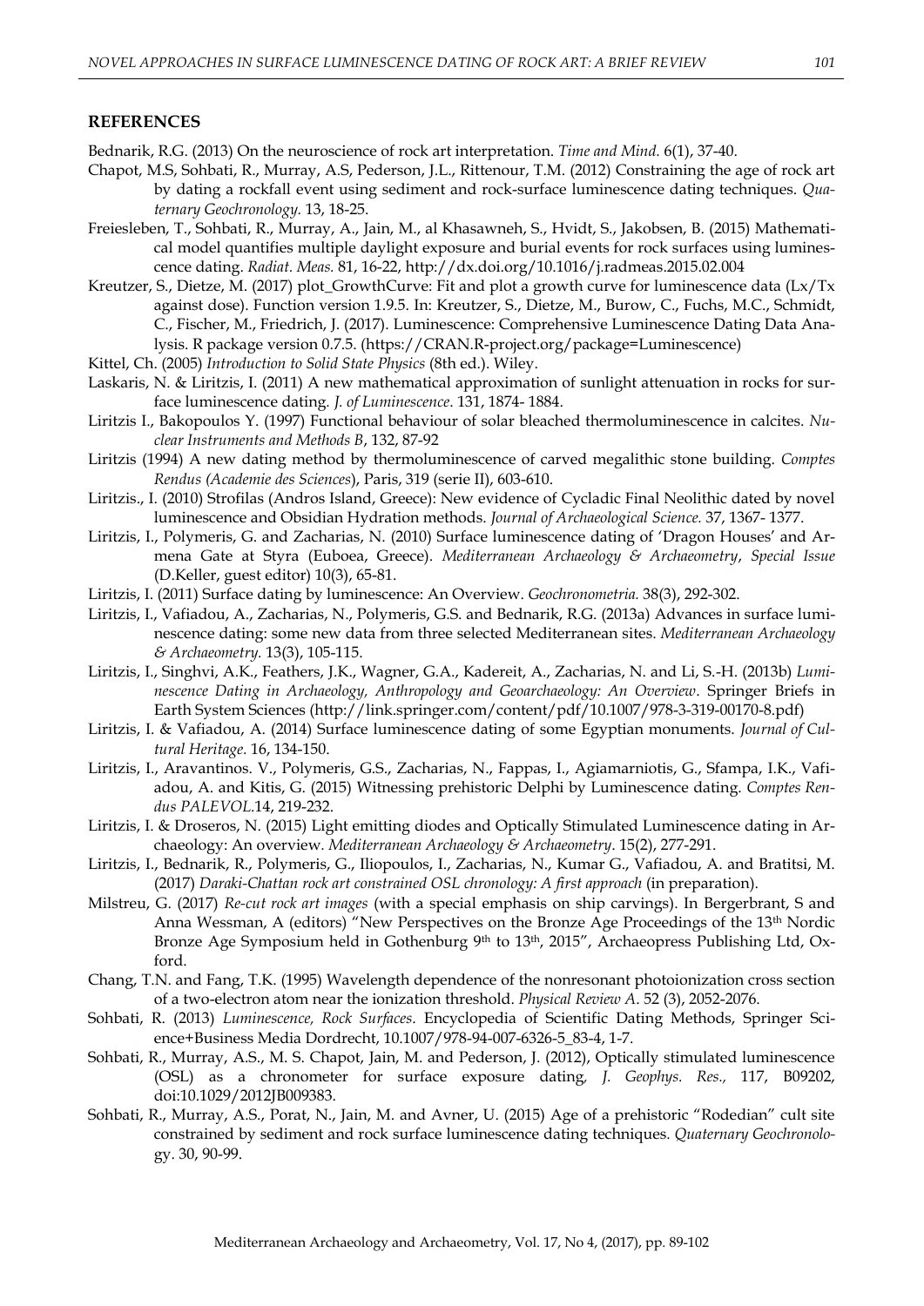## REFERENCES

Bednarik, R.G. (2013) On the neuroscience of rock art interpretation. *Time and Mind.* 6(1), 37-40.

Chapot, M.S, Sohbati, R., Murray, A.S, Pederson, J.L., Rittenour, T.M. (2012) Constraining the age of rock art by dating a rockfall event using sediment and rock-surface luminescence dating techniques. *Quaternary Geochronology.* 13, 18-25.

Freiesleben, T., Sohbati, R., Murray, A., Jain, M., al Khasawneh, S., Hvidt, S., Jakobsen, B. (2015) Mathematical model quantifies multiple daylight exposure and burial events for rock surfaces using luminescence dating. *Radiat. Meas.* 81, 16-22, http://dx.doi.org/10.1016/j.radmeas.2015.02.004

Kreutzer, S., Dietze, M. (2017) plot_GrowthCurve: Fit and plot a growth curve for luminescence data (Lx/Tx against dose). Function version 1.9.5. In: Kreutzer, S., Dietze, M., Burow, C., Fuchs, M.C., Schmidt, C., Fischer, M., Friedrich, J. (2017). Luminescence: Comprehensive Luminescence Dating Data Analysis. R package version 0.7.5. (https://CRAN.R-project.org/package=Luminescence)

Kittel, Ch. (2005) *Introduction to Solid State Physics* (8th ed.). Wiley.

Laskaris, N. & Liritzis, I. (2011) A new mathematical approximation of sunlight attenuation in rocks for surface luminescence dating. *J. of Luminescence.* 131, 1874- 1884.

Liritzis I., Bakopoulos Y. (1997) Functional behaviour of solar bleached thermoluminescence in calcites. *Nuclear Instruments and Methods B*, 132, 87-92

Liritzis (1994) A new dating method by thermoluminescence of carved megalithic stone building. *Comptes Rendus (Academie des Sciences*), Paris, 319 (serie II), 603-610.

Liritzis., I. (2010) Strofilas (Andros Island, Greece): New evidence of Cycladic Final Neolithic dated by novel luminescence and Obsidian Hydration methods. *Journal of Archaeological Science.* 37, 1367- 1377.

Liritzis, I., Polymeris, G. and Zacharias, N. (2010) Surface luminescence dating of 'Dragon Houses' and Armena Gate at Styra (Euboea, Greece). *Mediterranean Archaeology & Archaeometry*, *Special Issue* (D.Keller, guest editor) 10(3), 65-81.

Liritzis, I. (2011) Surface dating by luminescence: An Overview. *Geochronometria.* 38(3), 292-302.

Liritzis, I., Vafiadou, A., Zacharias, N., Polymeris, G.S. and Bednarik, R.G. (2013a) Advances in surface luminescence dating: some new data from three selected Mediterranean sites. *Mediterranean Archaeology & Archaeometry.* 13(3), 105-115.

Liritzis, I., Singhvi, A.K., Feathers, J.K., Wagner, G.A., Kadereit, A., Zacharias, N. and Li, S.-H. (2013b) *Luminescence Dating in Archaeology, Anthropology and Geoarchaeology: An Overview*. Springer Briefs in Earth System Sciences (http://link.springer.com/content/pdf/10.1007/978-3-319-00170-8.pdf)

Liritzis, I. & Vafiadou, A. (2014) Surface luminescence dating of some Egyptian monuments. *Journal of Cultural Heritage.* 16, 134-150.

Liritzis, I., Aravantinos. V., Polymeris, G.S., Zacharias, N., Fappas, I., Agiamarniotis, G., Sfampa, I.K., Vafiadou, A. and Kitis, G. (2015) Witnessing prehistoric Delphi by Luminescence dating. *Comptes Rendus PALEVOL.*14, 219-232.

Liritzis, I. & Droseros, N. (2015) Light emitting diodes and Optically Stimulated Luminescence dating in Archaeology: An overview. *Mediterranean Archaeology & Archaeometry.* 15(2), 277-291.

Liritzis, I., Bednarik, R., Polymeris, G., Iliopoulos, I., Zacharias, N., Kumar G., Vafiadou, A. and Bratitsi, M. (2017) *Daraki-Chattan rock art constrained OSL chronology: A first approach* (in preparation).

Milstreu, G. (2017) *Re-cut rock art images* (with a special emphasis on ship carvings). In Bergerbrant, S and Anna Wessman, A (editors) "New Perspectives on the Bronze Age Proceedings of the 13th Nordic Bronze Age Symposium held in Gothenburg 9th to 13th, 2015", Archaeopress Publishing Ltd, Oxford.

Chang, T.N. and Fang, T.K. (1995) Wavelength dependence of the nonresonant photoionization cross section of a two-electron atom near the ionization threshold. *Physical Review A.* 52 (3), 2052-2076.

Sohbati, R. (2013) *Luminescence, Rock Surfaces*. Encyclopedia of Scientific Dating Methods, Springer Science+Business Media Dordrecht, 10.1007/978-94-007-6326-5_83-4, 1-7.

Sohbati, R., Murray, A.S., M. S. Chapot, Jain, M. and Pederson, J. (2012), Optically stimulated luminescence (OSL) as a chronometer for surface exposure dating, *J. Geophys. Res.,* 117, B09202, doi:10.1029/2012JB009383.

Sohbati, R., Murray, A.S., Porat, N., Jain, M. and Avner, U. (2015) Age of a prehistoric "Rodedian" cult site constrained by sediment and rock surface luminescence dating techniques. *Quaternary Geochronology.* 30, 90-99.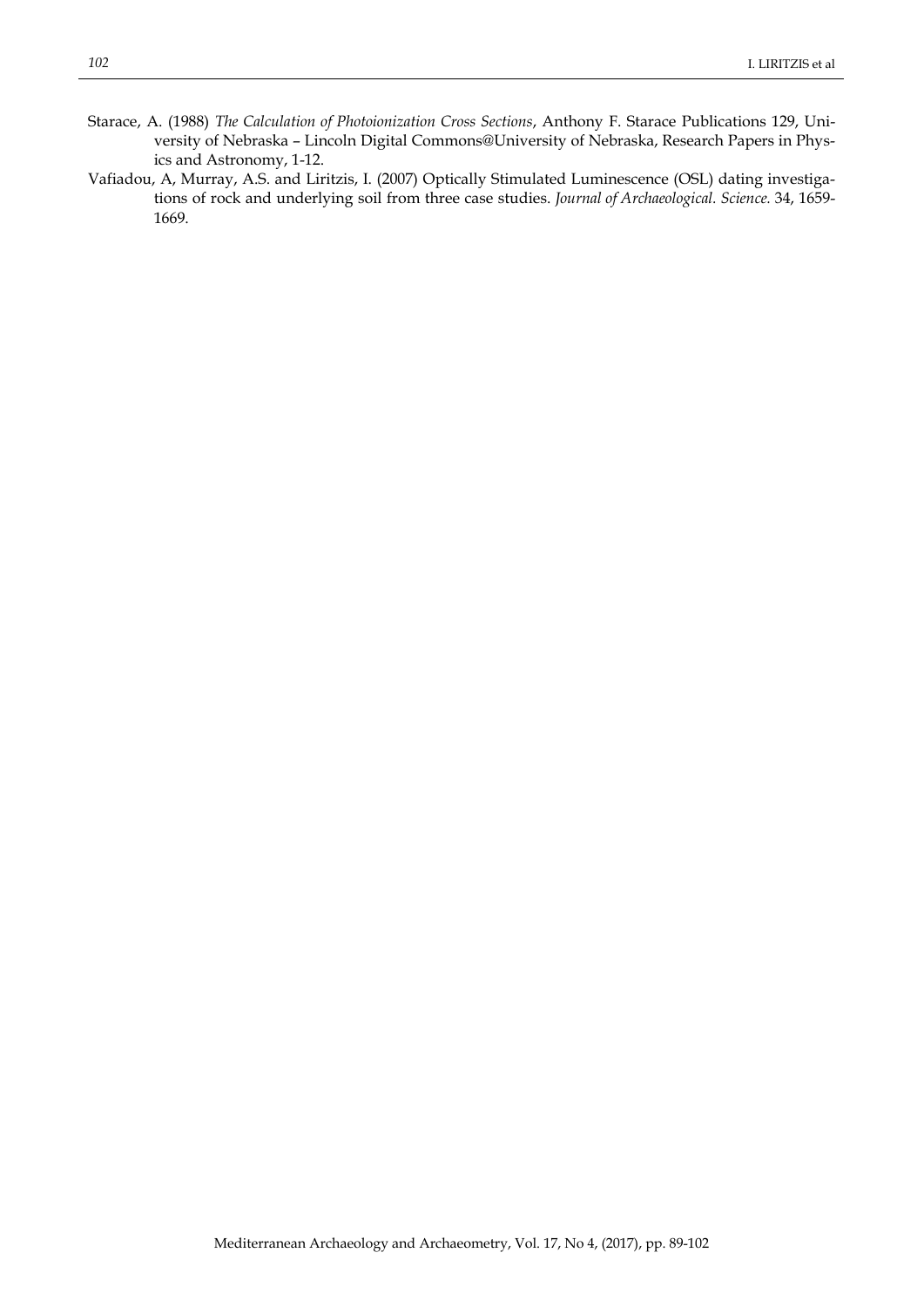Starace, A. (1988) *The Calculation of Photoionization Cross Sections*, Anthony F. Starace Publications 129, University of Nebraska – Lincoln Digital Commons@University of Nebraska, Research Papers in Physics and Astronomy, 1-12.

Vafiadou, A, Murray, A.S. and Liritzis, I. (2007) Optically Stimulated Luminescence (OSL) dating investigations of rock and underlying soil from three case studies. *Journal of Archaeological. Science.* 34, 1659-1669.